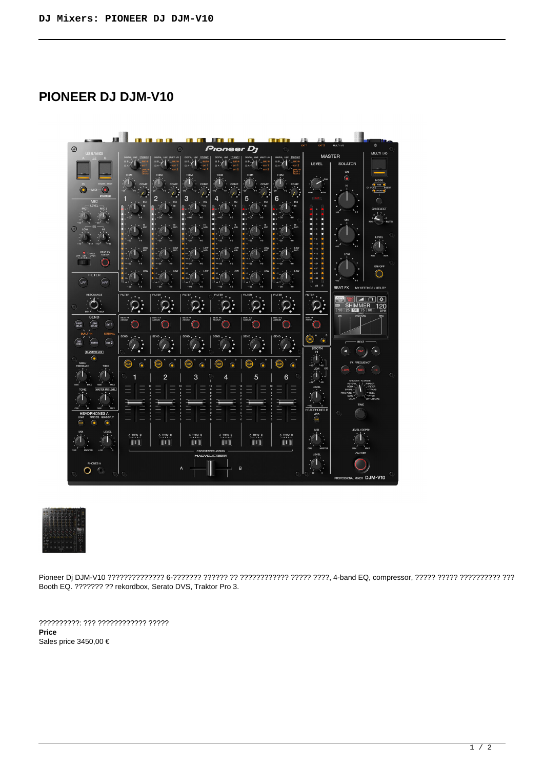# PIONEER DJ DJM-V10

Pioneer Dj DJM-V10 ?????????????? 6-??????? ?????? ?? ???????????? ????? ????, 4-band EQ, compressor, ????? ????? ?????????? ??? Booth EQ. ??????? ?? rekordbox, Serato DVS, Traktor Pro 3.

??????????: ??? ???????????? ?????

**Price**

Sales price 3450,00 €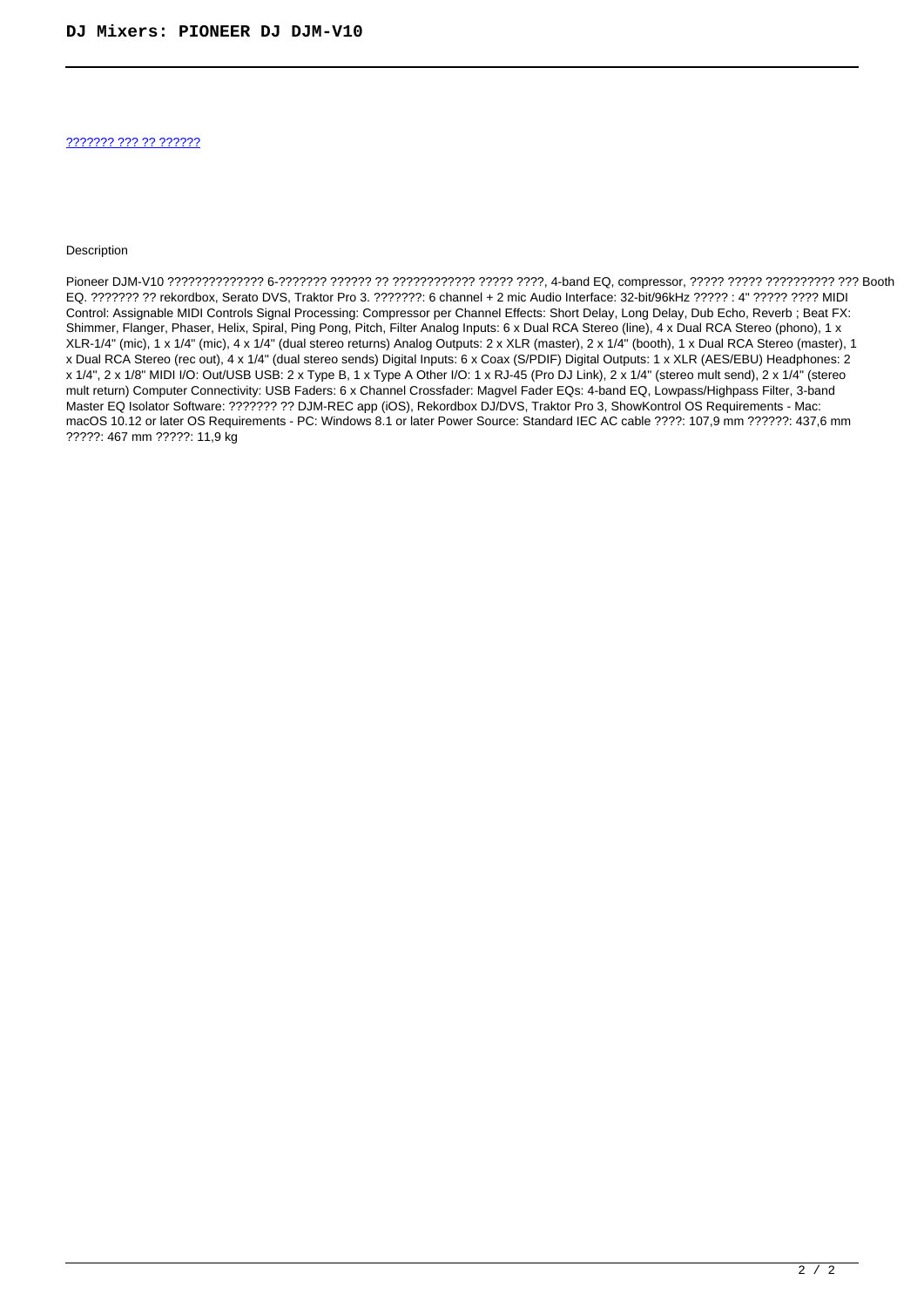[??????? ??? ?? ??????]()

Description

Pioneer DJM-V10 ?????????????? 6-??????? ?????? ?? ???????????? ????? ????, 4-band EQ, compressor, ????? ????? ?????????? ??? Booth EQ. ??????? ?? rekordbox, Serato DVS, Traktor Pro 3. ???????: 6 channel + 2 mic Audio Interface: 32-bit/96kHz ????? : 4" ????? ???? MIDI Control: Assignable MIDI Controls Signal Processing: Compressor per Channel Effects: Short Delay, Long Delay, Dub Echo, Reverb ; Beat FX: Shimmer, Flanger, Phaser, Helix, Spiral, Ping Pong, Pitch, Filter Analog Inputs: 6 x Dual RCA Stereo (line), 4 x Dual RCA Stereo (phono), 1 x XLR-1/4" (mic), 1 x 1/4" (mic), 4 x 1/4" (dual stereo returns) Analog Outputs: 2 x XLR (master), 2 x 1/4" (booth), 1 x Dual RCA Stereo (master), 1 x Dual RCA Stereo (rec out), 4 x 1/4" (dual stereo sends) Digital Inputs: 6 x Coax (S/PDIF) Digital Outputs: 1 x XLR (AES/EBU) Headphones: 2 x 1/4", 2 x 1/8" MIDI I/O: Out/USB USB: 2 x Type B, 1 x Type A Other I/O: 1 x RJ-45 (Pro DJ Link), 2 x 1/4" (stereo mult send), 2 x 1/4" (stereo mult return) Computer Connectivity: USB Faders: 6 x Channel Crossfader: Magvel Fader EQs: 4-band EQ, Lowpass/Highpass Filter, 3-band Master EQ Isolator Software: ??????? ?? DJM-REC app (iOS), Rekordbox DJ/DVS, Traktor Pro 3, ShowKontrol OS Requirements - Mac: macOS 10.12 or later OS Requirements - PC: Windows 8.1 or later Power Source: Standard IEC AC cable ????: 107,9 mm ??????: 437,6 mm ?????: 467 mm ?????: 11,9 kg